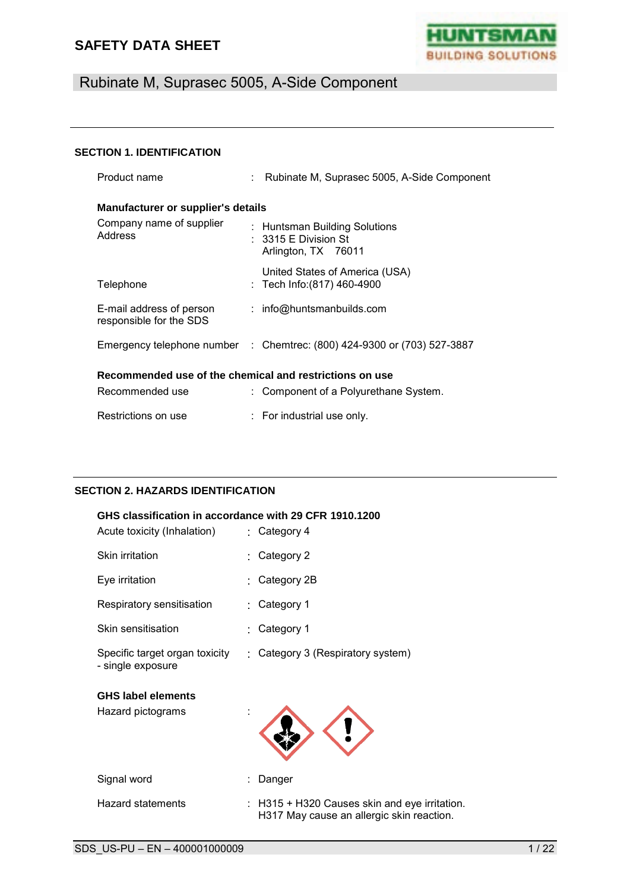# SAFETY DATA SHEET

## Rubinate M, Suprasec 5005, A-Side Component

### SECTION 1. IDENTIFICATION

Product name : Rubinate M, Suprasec 5005, A-Side Component

**Manufacturer or supplier's details**

Company name of supplier : Huntsman Building Solutions

Address : 3315 E Division St
Arlington, TX 76011
United States of America (USA)

Telephone : Tech Info:(817) 460-4900

E-mail address of person responsible for the SDS : info@huntsmanbuilds.com

Emergency telephone number : Chemtrec: (800) 424-9300 or (703) 527-3887

**Recommended use of the chemical and restrictions on use**

Recommended use : Component of a Polyurethane System.

Restrictions on use : For industrial use only.

### SECTION 2. HAZARDS IDENTIFICATION

**GHS classification in accordance with 29 CFR 1910.1200**

Acute toxicity (Inhalation) : Category 4

Skin irritation : Category 2

Eye irritation : Category 2B

Respiratory sensitisation : Category 1

Skin sensitisation : Category 1

Specific target organ toxicity - single exposure : Category 3 (Respiratory system)

**GHS label elements**

Hazard pictograms :

Signal word : Danger

Hazard statements : H315 + H320 Causes skin and eye irritation.
H317 May cause an allergic skin reaction.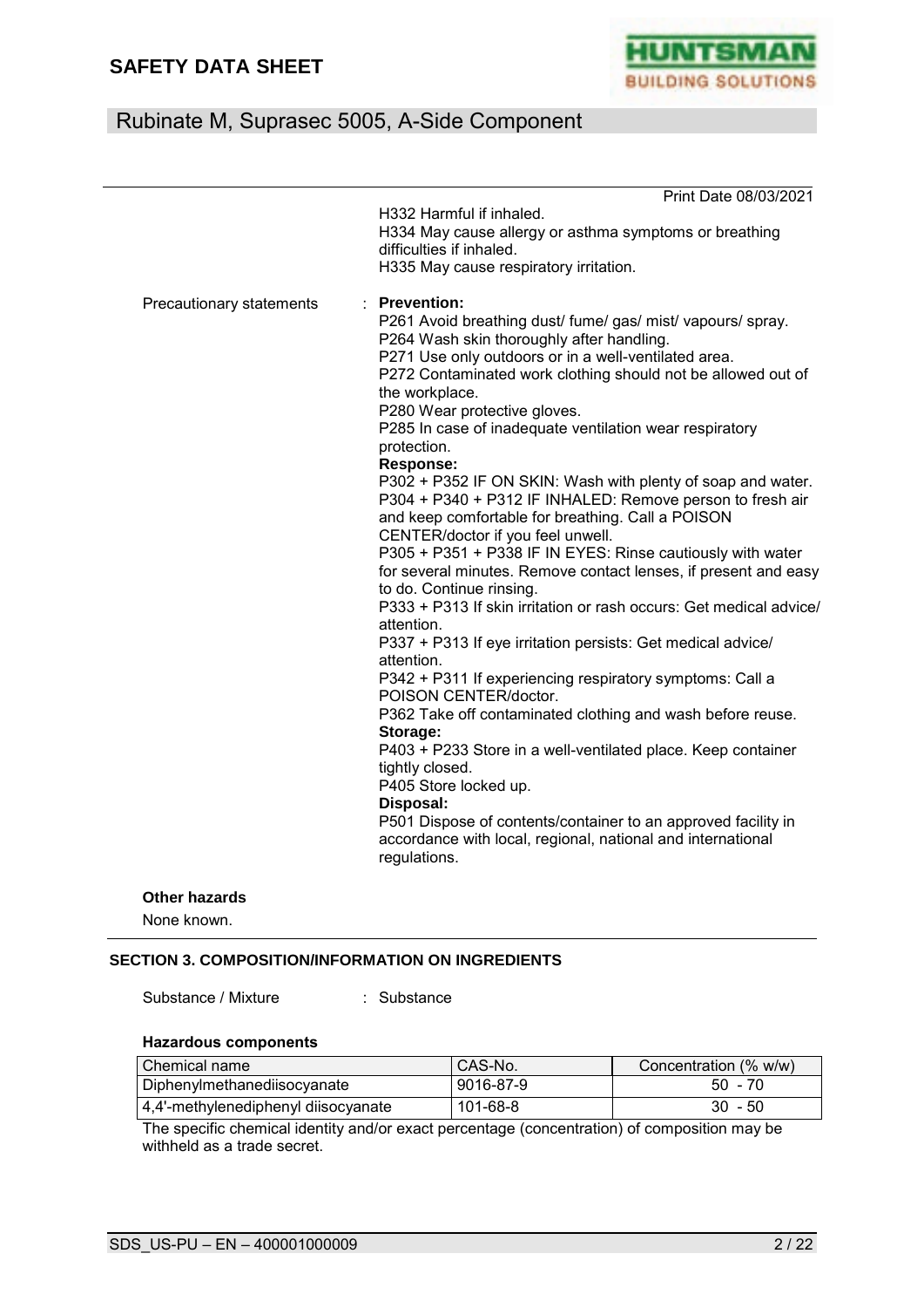H332 Harmful if inhaled.
H334 May cause allergy or asthma symptoms or breathing difficulties if inhaled.
H335 May cause respiratory irritation.

Precautionary statements : **Prevention:**

P261 Avoid breathing dust/ fume/ gas/ mist/ vapours/ spray.
P264 Wash skin thoroughly after handling.
P271 Use only outdoors or in a well-ventilated area.
P272 Contaminated work clothing should not be allowed out of the workplace.
P280 Wear protective gloves.
P285 In case of inadequate ventilation wear respiratory protection.

**Response:**

P302 + P352 IF ON SKIN: Wash with plenty of soap and water.
P304 + P340 + P312 IF INHALED: Remove person to fresh air and keep comfortable for breathing. Call a POISON CENTER/doctor if you feel unwell.
P305 + P351 + P338 IF IN EYES: Rinse cautiously with water for several minutes. Remove contact lenses, if present and easy to do. Continue rinsing.
P333 + P313 If skin irritation or rash occurs: Get medical advice/ attention.
P337 + P313 If eye irritation persists: Get medical advice/ attention.
P342 + P311 If experiencing respiratory symptoms: Call a POISON CENTER/doctor.
P362 Take off contaminated clothing and wash before reuse.

**Storage:**

P403 + P233 Store in a well-ventilated place. Keep container tightly closed.
P405 Store locked up.

**Disposal:**

P501 Dispose of contents/container to an approved facility in accordance with local, regional, national and international regulations.

**Other hazards**

None known.

## SECTION 3. COMPOSITION/INFORMATION ON INGREDIENTS

Substance / Mixture : Substance

**Hazardous components**

| Chemical name | CAS-No. | Concentration (% w/w) |
|---|---|---|
| Diphenylmethanediisocyanate | 9016-87-9 | 50 - 70 |
| 4,4'-methylenediphenyl diisocyanate | 101-68-8 | 30 - 50 |

The specific chemical identity and/or exact percentage (concentration) of composition may be withheld as a trade secret.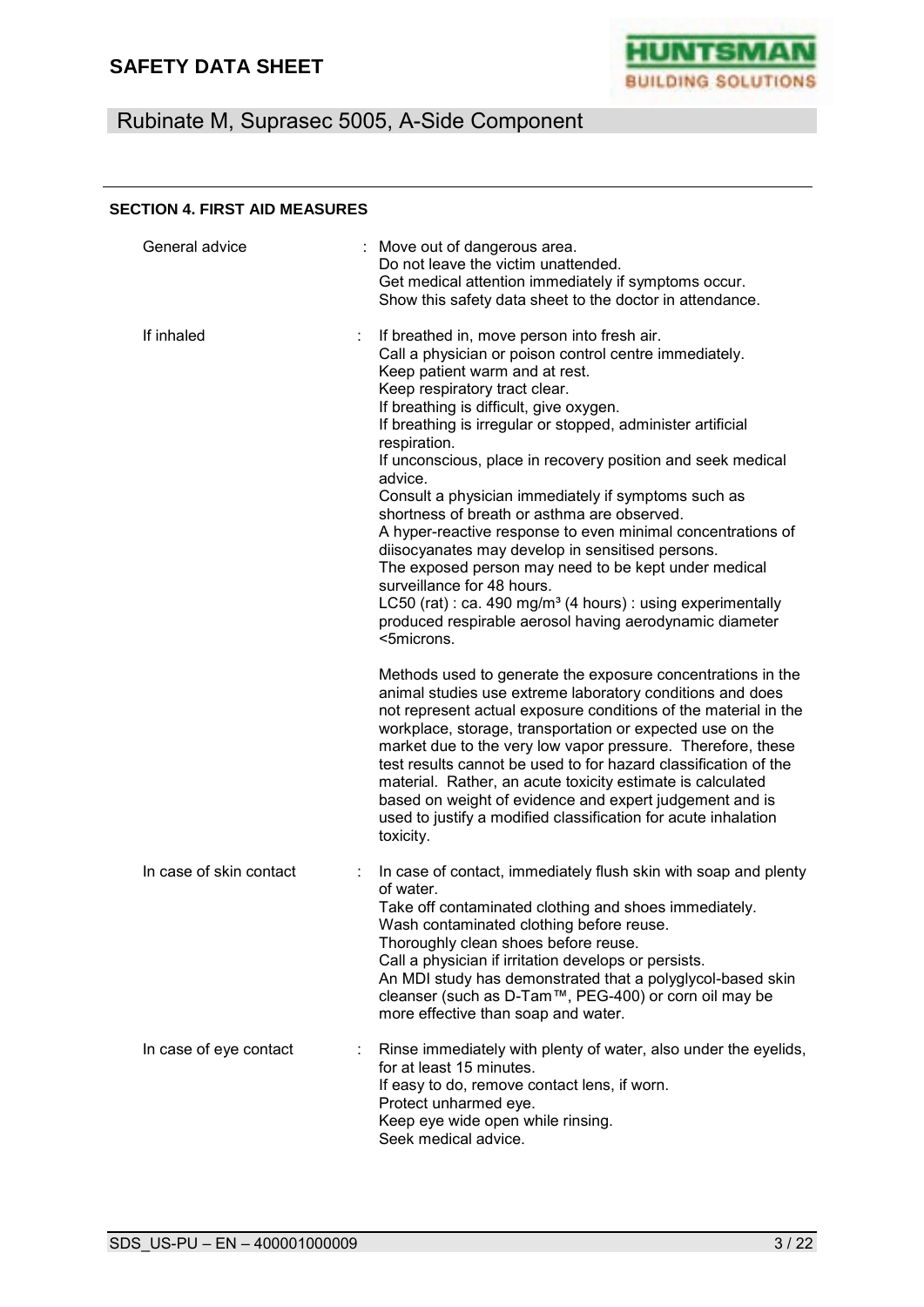## SECTION 4. FIRST AID MEASURES

**General advice** : Move out of dangerous area.
Do not leave the victim unattended.
Get medical attention immediately if symptoms occur.
Show this safety data sheet to the doctor in attendance.

**If inhaled** : If breathed in, move person into fresh air.
Call a physician or poison control centre immediately.
Keep patient warm and at rest.
Keep respiratory tract clear.
If breathing is difficult, give oxygen.
If breathing is irregular or stopped, administer artificial respiration.
If unconscious, place in recovery position and seek medical advice.
Consult a physician immediately if symptoms such as shortness of breath or asthma are observed.
A hyper-reactive response to even minimal concentrations of diisocyanates may develop in sensitised persons.
The exposed person may need to be kept under medical surveillance for 48 hours.
LC50 (rat) : ca. 490 mg/m³ (4 hours) : using experimentally produced respirable aerosol having aerodynamic diameter <5microns.

Methods used to generate the exposure concentrations in the animal studies use extreme laboratory conditions and does not represent actual exposure conditions of the material in the workplace, storage, transportation or expected use on the market due to the very low vapor pressure. Therefore, these test results cannot be used to for hazard classification of the material. Rather, an acute toxicity estimate is calculated based on weight of evidence and expert judgement and is used to justify a modified classification for acute inhalation toxicity.

**In case of skin contact** : In case of contact, immediately flush skin with soap and plenty of water.
Take off contaminated clothing and shoes immediately.
Wash contaminated clothing before reuse.
Thoroughly clean shoes before reuse.
Call a physician if irritation develops or persists.
An MDI study has demonstrated that a polyglycol-based skin cleanser (such as D-Tam™, PEG-400) or corn oil may be more effective than soap and water.

**In case of eye contact** : Rinse immediately with plenty of water, also under the eyelids, for at least 15 minutes.
If easy to do, remove contact lens, if worn.
Protect unharmed eye.
Keep eye wide open while rinsing.
Seek medical advice.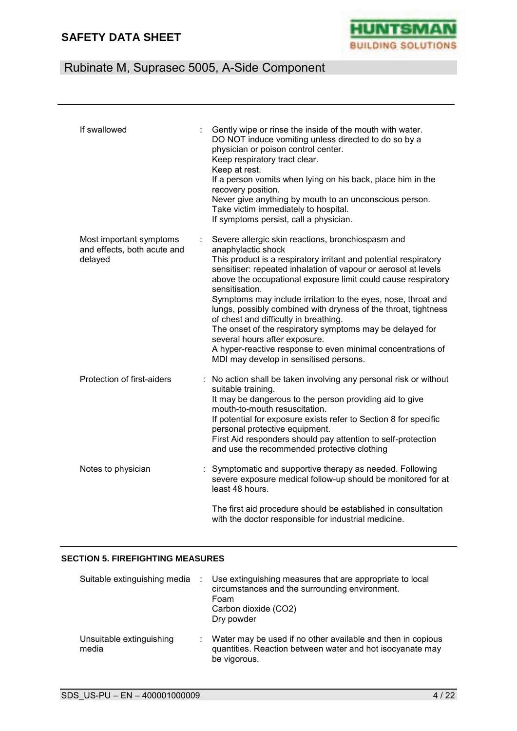| | | |
|---|---|---|
| If swallowed | : | Gently wipe or rinse the inside of the mouth with water.<br>DO NOT induce vomiting unless directed to do so by a physician or poison control center.<br>Keep respiratory tract clear.<br>Keep at rest.<br>If a person vomits when lying on his back, place him in the recovery position.<br>Never give anything by mouth to an unconscious person.<br>Take victim immediately to hospital.<br>If symptoms persist, call a physician. |
| Most important symptoms and effects, both acute and delayed | : | Severe allergic skin reactions, bronchiospasm and anaphylactic shock<br>This product is a respiratory irritant and potential respiratory sensitiser: repeated inhalation of vapour or aerosol at levels above the occupational exposure limit could cause respiratory sensitisation.<br>Symptoms may include irritation to the eyes, nose, throat and lungs, possibly combined with dryness of the throat, tightness of chest and difficulty in breathing.<br>The onset of the respiratory symptoms may be delayed for several hours after exposure.<br>A hyper-reactive response to even minimal concentrations of MDI may develop in sensitised persons. |
| Protection of first-aiders | : | No action shall be taken involving any personal risk or without suitable training.<br>It may be dangerous to the person providing aid to give mouth-to-mouth resuscitation.<br>If potential for exposure exists refer to Section 8 for specific personal protective equipment.<br>First Aid responders should pay attention to self-protection and use the recommended protective clothing |
| Notes to physician | : | Symptomatic and supportive therapy as needed. Following severe exposure medical follow-up should be monitored for at least 48 hours.<br><br>The first aid procedure should be established in consultation with the doctor responsible for industrial medicine. |

## SECTION 5. FIREFIGHTING MEASURES

| | | |
|---|---|---|
| Suitable extinguishing media | : | Use extinguishing measures that are appropriate to local circumstances and the surrounding environment.<br>Foam<br>Carbon dioxide ($CO_2$)<br>Dry powder |
| Unsuitable extinguishing media | : | Water may be used if no other available and then in copious quantities. Reaction between water and hot isocyanate may be vigorous. |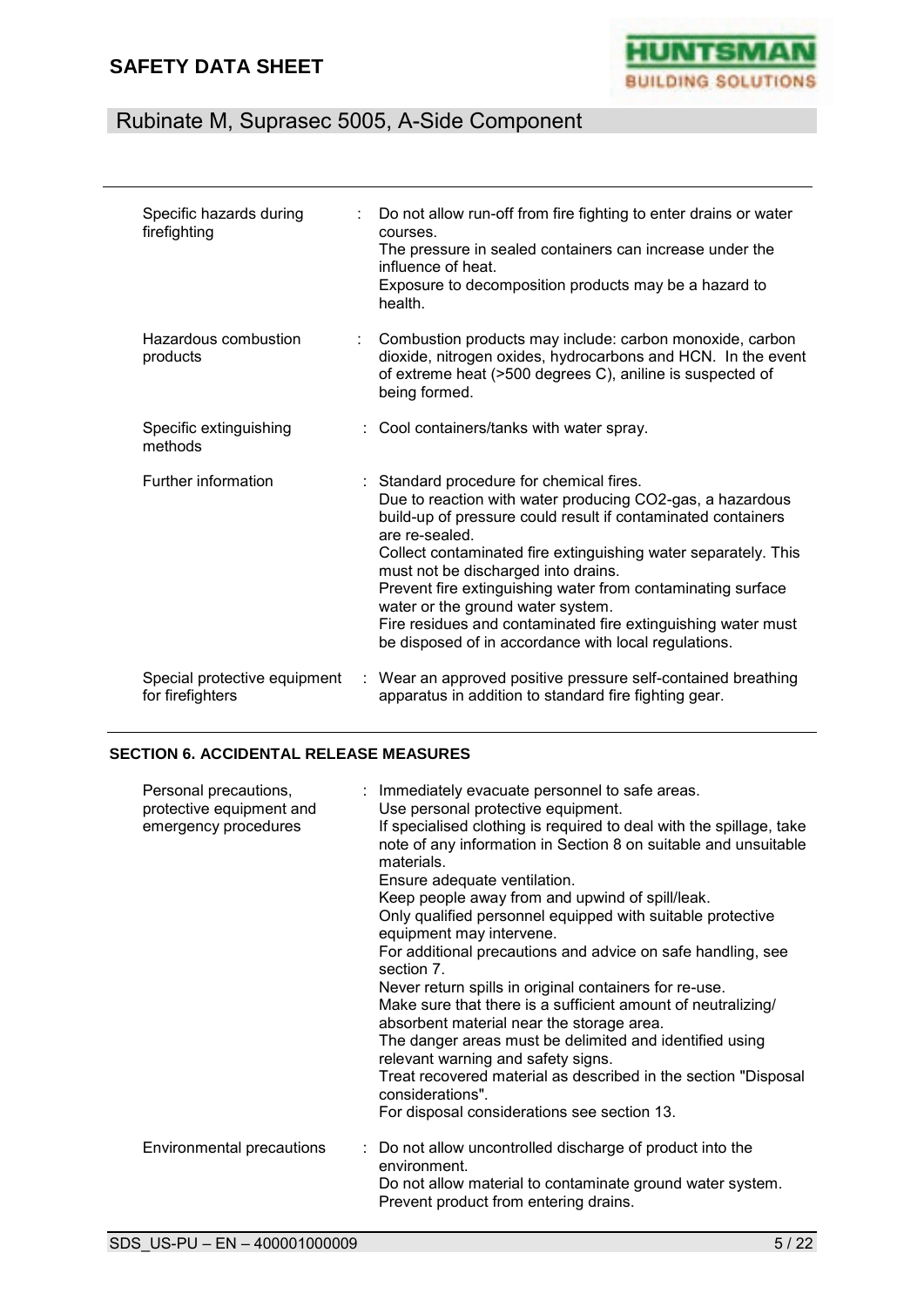| | |
|---|---|
| Specific hazards during firefighting | : Do not allow run-off from fire fighting to enter drains or water courses.<br>The pressure in sealed containers can increase under the influence of heat.<br>Exposure to decomposition products may be a hazard to health. |
| Hazardous combustion products | : Combustion products may include: carbon monoxide, carbon dioxide, nitrogen oxides, hydrocarbons and HCN. In the event of extreme heat (>500 degrees C), aniline is suspected of being formed. |
| Specific extinguishing methods | : Cool containers/tanks with water spray. |
| Further information | : Standard procedure for chemical fires.<br>Due to reaction with water producing CO2-gas, a hazardous build-up of pressure could result if contaminated containers are re-sealed.<br>Collect contaminated fire extinguishing water separately. This must not be discharged into drains.<br>Prevent fire extinguishing water from contaminating surface water or the ground water system.<br>Fire residues and contaminated fire extinguishing water must be disposed of in accordance with local regulations. |
| Special protective equipment for firefighters | : Wear an approved positive pressure self-contained breathing apparatus in addition to standard fire fighting gear. |

## SECTION 6. ACCIDENTAL RELEASE MEASURES

| | |
|---|---|
| Personal precautions, protective equipment and emergency procedures | : Immediately evacuate personnel to safe areas.<br>Use personal protective equipment.<br>If specialised clothing is required to deal with the spillage, take note of any information in Section 8 on suitable and unsuitable materials.<br>Ensure adequate ventilation.<br>Keep people away from and upwind of spill/leak.<br>Only qualified personnel equipped with suitable protective equipment may intervene.<br>For additional precautions and advice on safe handling, see section 7.<br>Never return spills in original containers for re-use.<br>Make sure that there is a sufficient amount of neutralizing/ absorbent material near the storage area.<br>The danger areas must be delimited and identified using relevant warning and safety signs.<br>Treat recovered material as described in the section "Disposal considerations".<br>For disposal considerations see section 13. |
| Environmental precautions | : Do not allow uncontrolled discharge of product into the environment.<br>Do not allow material to contaminate ground water system.<br>Prevent product from entering drains. |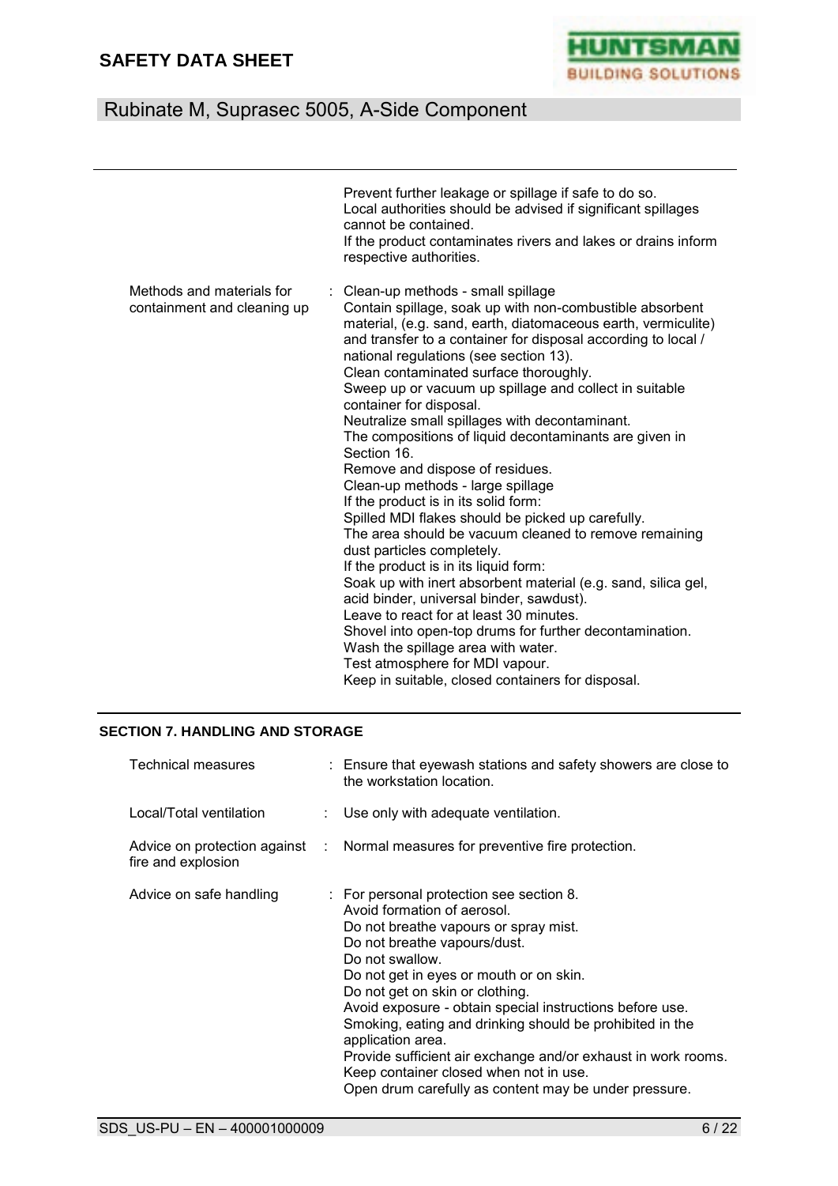| | |
|---|---|
| | Prevent further leakage or spillage if safe to do so.<br>Local authorities should be advised if significant spillages cannot be contained.<br>If the product contaminates rivers and lakes or drains inform respective authorities. |
| Methods and materials for containment and cleaning up | : Clean-up methods - small spillage<br>Contain spillage, soak up with non-combustible absorbent material, (e.g. sand, earth, diatomaceous earth, vermiculite) and transfer to a container for disposal according to local / national regulations (see section 13).<br>Clean contaminated surface thoroughly.<br>Sweep up or vacuum up spillage and collect in suitable container for disposal.<br>Neutralize small spillages with decontaminant.<br>The compositions of liquid decontaminants are given in Section 16.<br>Remove and dispose of residues.<br>Clean-up methods - large spillage<br>If the product is in its solid form:<br>Spilled MDI flakes should be picked up carefully.<br>The area should be vacuum cleaned to remove remaining dust particles completely.<br>If the product is in its liquid form:<br>Soak up with inert absorbent material (e.g. sand, silica gel, acid binder, universal binder, sawdust).<br>Leave to react for at least 30 minutes.<br>Shovel into open-top drums for further decontamination.<br>Wash the spillage area with water.<br>Test atmosphere for MDI vapour.<br>Keep in suitable, closed containers for disposal. |

## SECTION 7. HANDLING AND STORAGE

| | |
|---|---|
| Technical measures | : Ensure that eyewash stations and safety showers are close to the workstation location. |
| Local/Total ventilation | : Use only with adequate ventilation. |
| Advice on protection against fire and explosion | : Normal measures for preventive fire protection. |
| Advice on safe handling | : For personal protection see section 8.<br>Avoid formation of aerosol.<br>Do not breathe vapours or spray mist.<br>Do not breathe vapours/dust.<br>Do not swallow.<br>Do not get in eyes or mouth or on skin.<br>Do not get on skin or clothing.<br>Avoid exposure - obtain special instructions before use.<br>Smoking, eating and drinking should be prohibited in the application area.<br>Provide sufficient air exchange and/or exhaust in work rooms.<br>Keep container closed when not in use.<br>Open drum carefully as content may be under pressure. |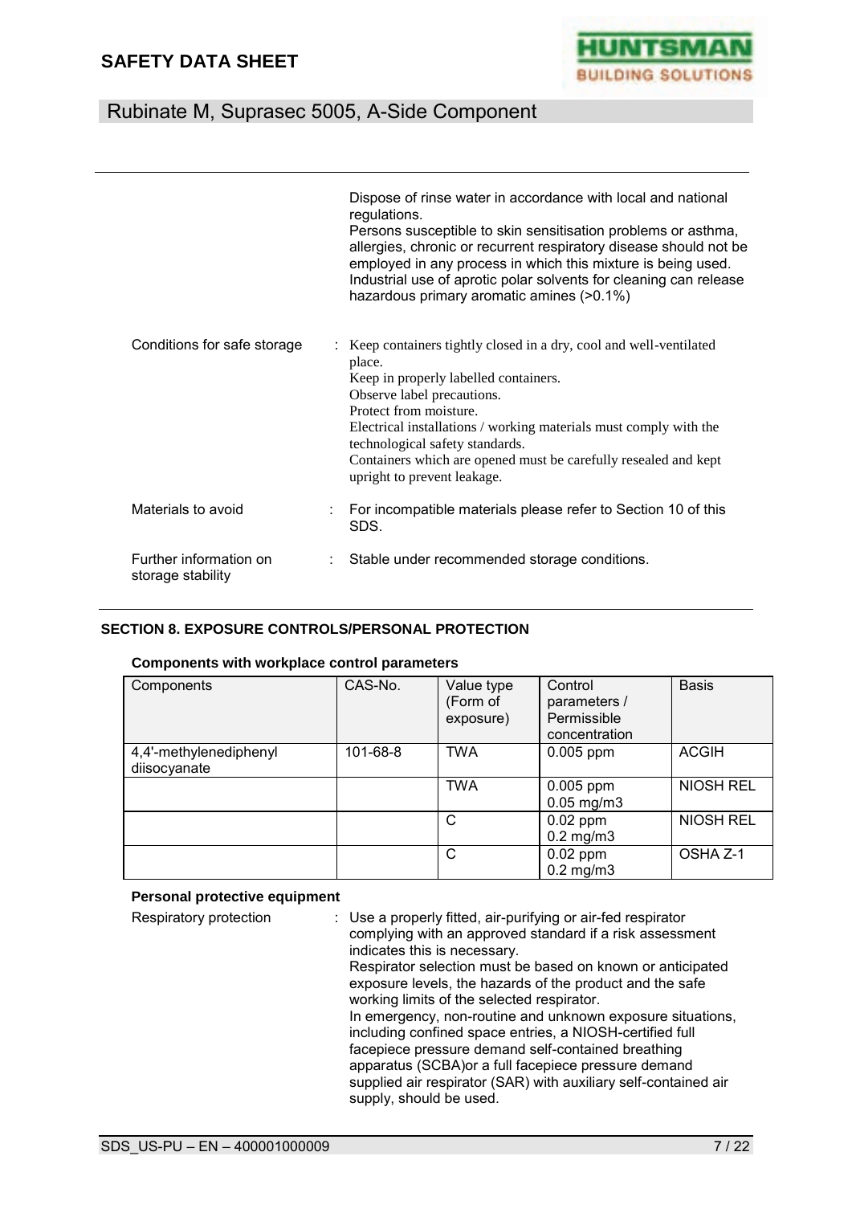Dispose of rinse water in accordance with local and national regulations.
Persons susceptible to skin sensitisation problems or asthma, allergies, chronic or recurrent respiratory disease should not be employed in any process in which this mixture is being used.
Industrial use of aprotic polar solvents for cleaning can release hazardous primary aromatic amines (>0.1%)

Conditions for safe storage : Keep containers tightly closed in a dry, cool and well-ventilated place.
Keep in properly labelled containers.
Observe label precautions.
Protect from moisture.
Electrical installations / working materials must comply with the technological safety standards.
Containers which are opened must be carefully resealed and kept upright to prevent leakage.

Materials to avoid : For incompatible materials please refer to Section 10 of this SDS.

Further information on storage stability : Stable under recommended storage conditions.

## SECTION 8. EXPOSURE CONTROLS/PERSONAL PROTECTION

**Components with workplace control parameters**

| Components | CAS-No. | Value type (Form of exposure) | Control parameters / Permissible concentration | Basis |
|---|---|---|---|---|
| 4,4'-methylenediphenyl diisocyanate | 101-68-8 | TWA | 0.005 ppm | ACGIH |
| | | TWA | 0.005 ppm<br>0.05 mg/m3 | NIOSH REL |
| | | C | 0.02 ppm<br>0.2 mg/m3 | NIOSH REL |
| | | C | 0.02 ppm<br>0.2 mg/m3 | OSHA Z-1 |

**Personal protective equipment**

Respiratory protection : Use a properly fitted, air-purifying or air-fed respirator complying with an approved standard if a risk assessment indicates this is necessary.
Respirator selection must be based on known or anticipated exposure levels, the hazards of the product and the safe working limits of the selected respirator.
In emergency, non-routine and unknown exposure situations, including confined space entries, a NIOSH-certified full facepiece pressure demand self-contained breathing apparatus (SCBA)or a full facepiece pressure demand supplied air respirator (SAR) with auxiliary self-contained air supply, should be used.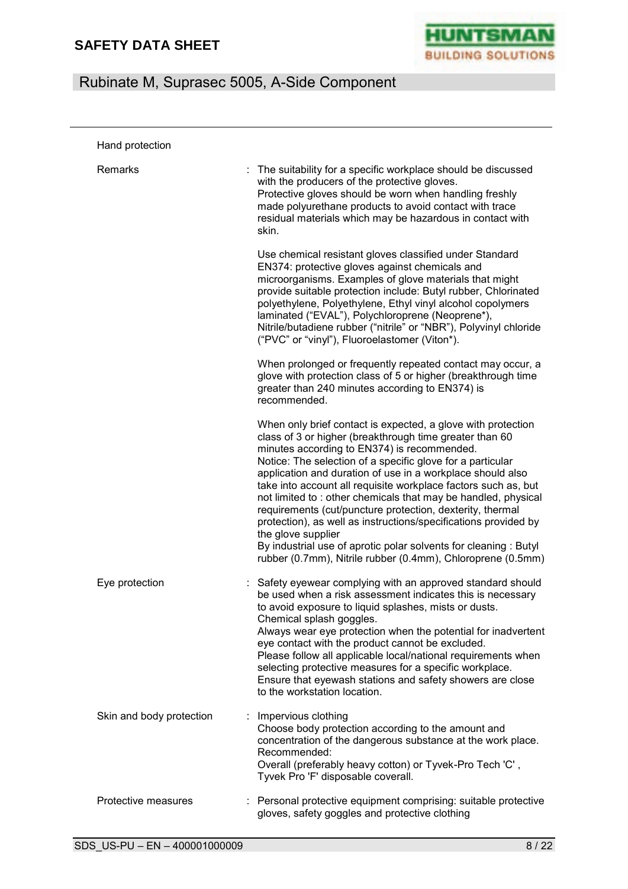Hand protection

| | |
|---|---|
| Remarks | : The suitability for a specific workplace should be discussed with the producers of the protective gloves.<br>Protective gloves should be worn when handling freshly made polyurethane products to avoid contact with trace residual materials which may be hazardous in contact with skin.<br><br>Use chemical resistant gloves classified under Standard EN374: protective gloves against chemicals and microorganisms. Examples of glove materials that might provide suitable protection include: Butyl rubber, Chlorinated polyethylene, Polyethylene, Ethyl vinyl alcohol copolymers laminated ("EVAL"), Polychloroprene (Neoprene*), Nitrile/butadiene rubber ("nitrile" or "NBR"), Polyvinyl chloride ("PVC" or "vinyl"), Fluoroelastomer (Viton*).<br><br>When prolonged or frequently repeated contact may occur, a glove with protection class of 5 or higher (breakthrough time greater than 240 minutes according to EN374) is recommended.<br><br>When only brief contact is expected, a glove with protection class of 3 or higher (breakthrough time greater than 60 minutes according to EN374) is recommended.<br>Notice: The selection of a specific glove for a particular application and duration of use in a workplace should also take into account all requisite workplace factors such as, but not limited to : other chemicals that may be handled, physical requirements (cut/puncture protection, dexterity, thermal protection), as well as instructions/specifications provided by the glove supplier<br>By industrial use of aprotic polar solvents for cleaning : Butyl rubber (0.7mm), Nitrile rubber (0.4mm), Chloroprene (0.5mm) |
| Eye protection | : Safety eyewear complying with an approved standard should be used when a risk assessment indicates this is necessary to avoid exposure to liquid splashes, mists or dusts.<br>Chemical splash goggles.<br>Always wear eye protection when the potential for inadvertent eye contact with the product cannot be excluded.<br>Please follow all applicable local/national requirements when selecting protective measures for a specific workplace.<br>Ensure that eyewash stations and safety showers are close to the workstation location. |
| Skin and body protection | : Impervious clothing<br>Choose body protection according to the amount and concentration of the dangerous substance at the work place.<br>Recommended:<br>Overall (preferably heavy cotton) or Tyvek-Pro Tech 'C' , Tyvek Pro 'F' disposable coverall. |
| Protective measures | : Personal protective equipment comprising: suitable protective gloves, safety goggles and protective clothing |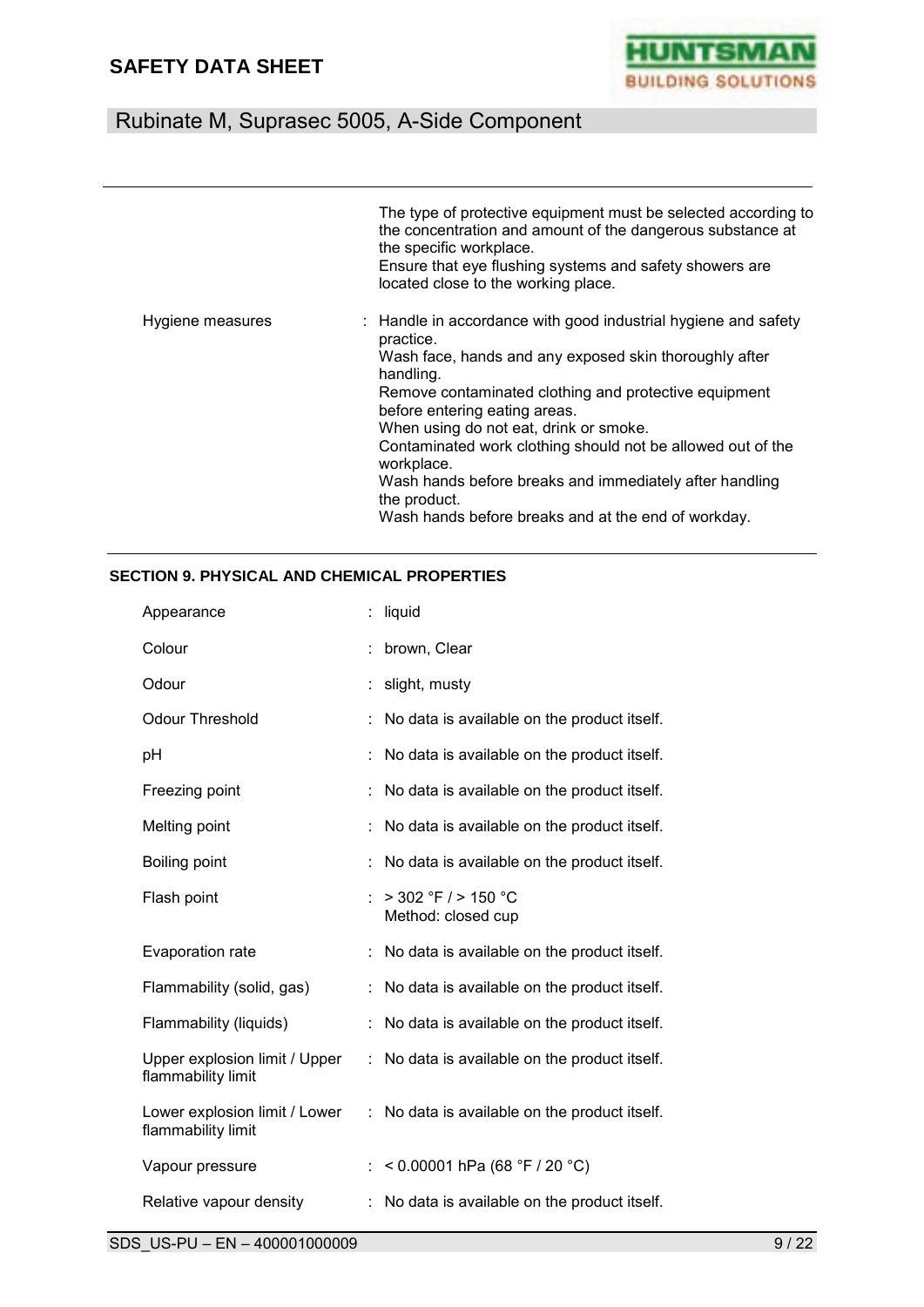The type of protective equipment must be selected according to the concentration and amount of the dangerous substance at the specific workplace.
Ensure that eye flushing systems and safety showers are located close to the working place.

| | |
|---|---|
| Hygiene measures | : Handle in accordance with good industrial hygiene and safety practice.<br>Wash face, hands and any exposed skin thoroughly after handling.<br>Remove contaminated clothing and protective equipment before entering eating areas.<br>When using do not eat, drink or smoke.<br>Contaminated work clothing should not be allowed out of the workplace.<br>Wash hands before breaks and immediately after handling the product.<br>Wash hands before breaks and at the end of workday. |

## SECTION 9. PHYSICAL AND CHEMICAL PROPERTIES

| | |
|---|---|
| Appearance | : liquid |
| Colour | : brown, Clear |
| Odour | : slight, musty |
| Odour Threshold | : No data is available on the product itself. |
| pH | : No data is available on the product itself. |
| Freezing point | : No data is available on the product itself. |
| Melting point | : No data is available on the product itself. |
| Boiling point | : No data is available on the product itself. |
| Flash point | : > 302 °F / > 150 °C<br>Method: closed cup |
| Evaporation rate | : No data is available on the product itself. |
| Flammability (solid, gas) | : No data is available on the product itself. |
| Flammability (liquids) | : No data is available on the product itself. |
| Upper explosion limit / Upper flammability limit | : No data is available on the product itself. |
| Lower explosion limit / Lower flammability limit | : No data is available on the product itself. |
| Vapour pressure | : < 0.00001 hPa (68 °F / 20 °C) |
| Relative vapour density | : No data is available on the product itself. |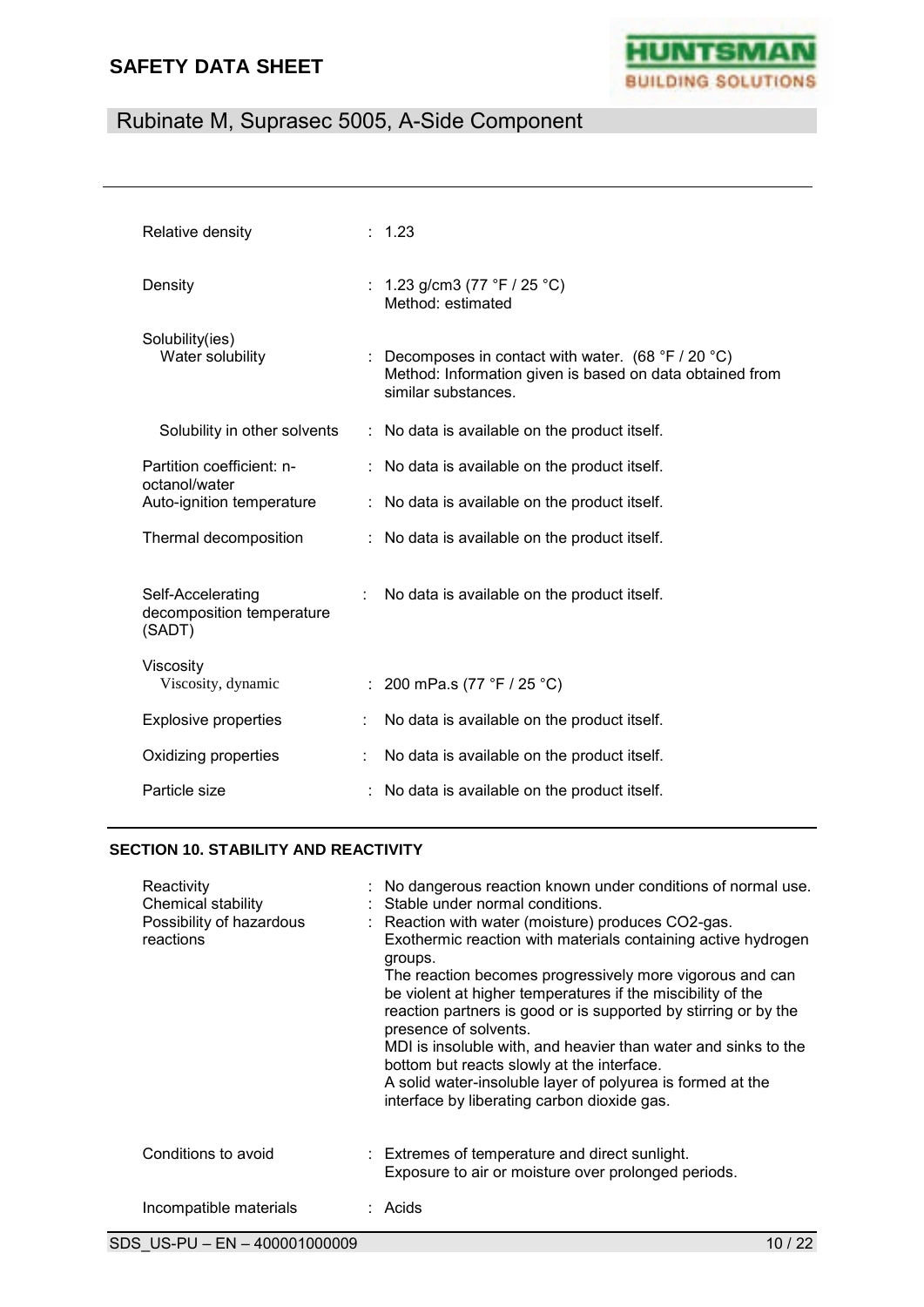| | | |
|---|---|---|
| Relative density | : | 1.23 |
| Density | : | 1.23 g/cm3 (77 °F / 25 °C)<br>Method: estimated |
| Solubility(ies)<br>Water solubility | : | Decomposes in contact with water. (68 °F / 20 °C)<br>Method: Information given is based on data obtained from similar substances. |
| Solubility in other solvents | : | No data is available on the product itself. |
| Partition coefficient: n-octanol/water | : | No data is available on the product itself. |
| Auto-ignition temperature | : | No data is available on the product itself. |
| Thermal decomposition | : | No data is available on the product itself. |
| Self-Accelerating decomposition temperature (SADT) | : | No data is available on the product itself. |
| Viscosity<br>Viscosity, dynamic | : | 200 mPa.s (77 °F / 25 °C) |
| Explosive properties | : | No data is available on the product itself. |
| Oxidizing properties | : | No data is available on the product itself. |
| Particle size | : | No data is available on the product itself. |

## SECTION 10. STABILITY AND REACTIVITY

| | | |
|---|---|---|
| Reactivity | : | No dangerous reaction known under conditions of normal use. |
| Chemical stability | : | Stable under normal conditions. |
| Possibility of hazardous reactions | : | Reaction with water (moisture) produces CO2-gas.<br>Exothermic reaction with materials containing active hydrogen groups.<br>The reaction becomes progressively more vigorous and can be violent at higher temperatures if the miscibility of the reaction partners is good or is supported by stirring or by the presence of solvents.<br>MDI is insoluble with, and heavier than water and sinks to the bottom but reacts slowly at the interface.<br>A solid water-insoluble layer of polyurea is formed at the interface by liberating carbon dioxide gas. |
| Conditions to avoid | : | Extremes of temperature and direct sunlight.<br>Exposure to air or moisture over prolonged periods. |
| Incompatible materials | : | Acids |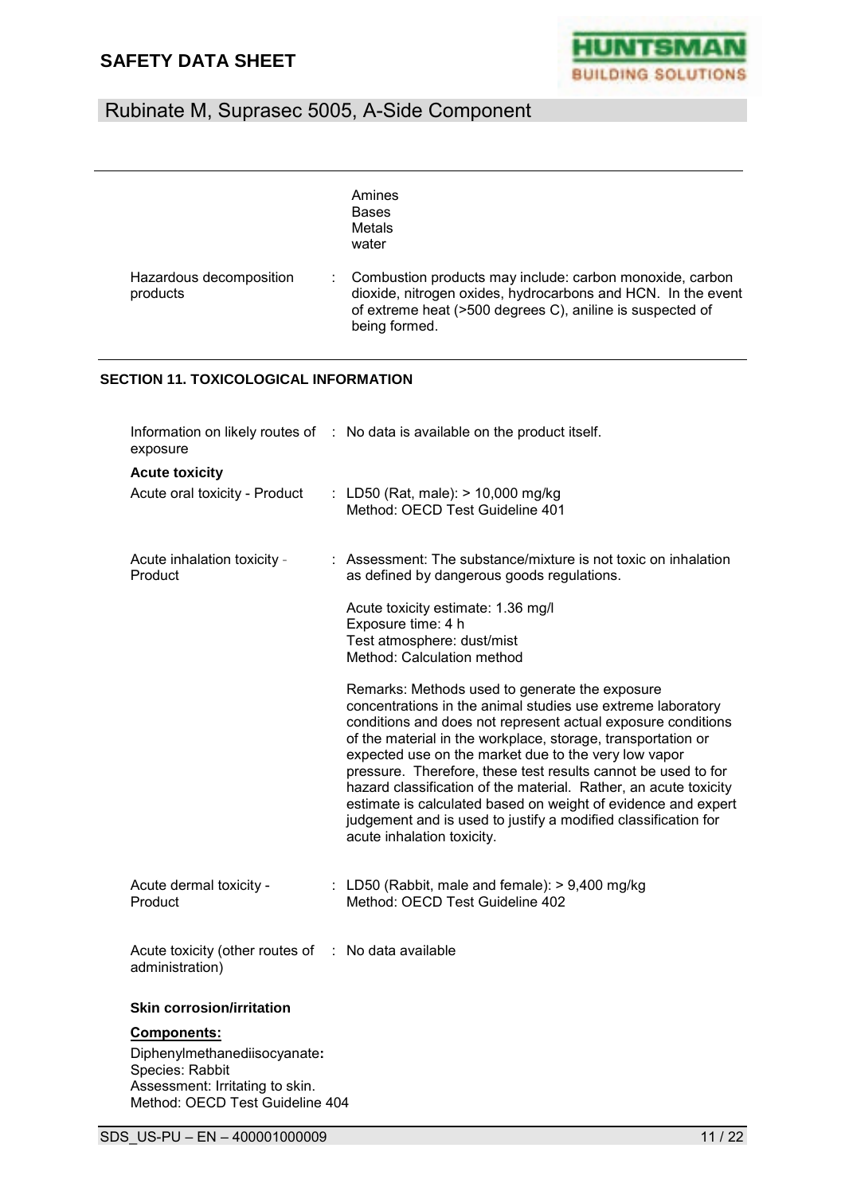Amines
Bases
Metals
water

Hazardous decomposition products : Combustion products may include: carbon monoxide, carbon dioxide, nitrogen oxides, hydrocarbons and HCN. In the event of extreme heat (>500 degrees C), aniline is suspected of being formed.

## SECTION 11. TOXICOLOGICAL INFORMATION

Information on likely routes of exposure : No data is available on the product itself.

**Acute toxicity**

Acute oral toxicity - Product : LD50 (Rat, male): > 10,000 mg/kg
Method: OECD Test Guideline 401

Acute inhalation toxicity - Product : Assessment: The substance/mixture is not toxic on inhalation as defined by dangerous goods regulations.

Acute toxicity estimate: 1.36 mg/l
Exposure time: 4 h
Test atmosphere: dust/mist
Method: Calculation method

Remarks: Methods used to generate the exposure concentrations in the animal studies use extreme laboratory conditions and does not represent actual exposure conditions of the material in the workplace, storage, transportation or expected use on the market due to the very low vapor pressure. Therefore, these test results cannot be used for hazard classification of the material. Rather, an acute toxicity estimate is calculated based on weight of evidence and expert judgement and is used to justify a modified classification for acute inhalation toxicity.

Acute dermal toxicity - Product : LD50 (Rabbit, male and female): > 9,400 mg/kg
Method: OECD Test Guideline 402

Acute toxicity (other routes of administration) : No data available

**Skin corrosion/irritation**

**Components:**

Diphenylmethanediisocyanate**:**
Species: Rabbit
Assessment: Irritating to skin.
Method: OECD Test Guideline 404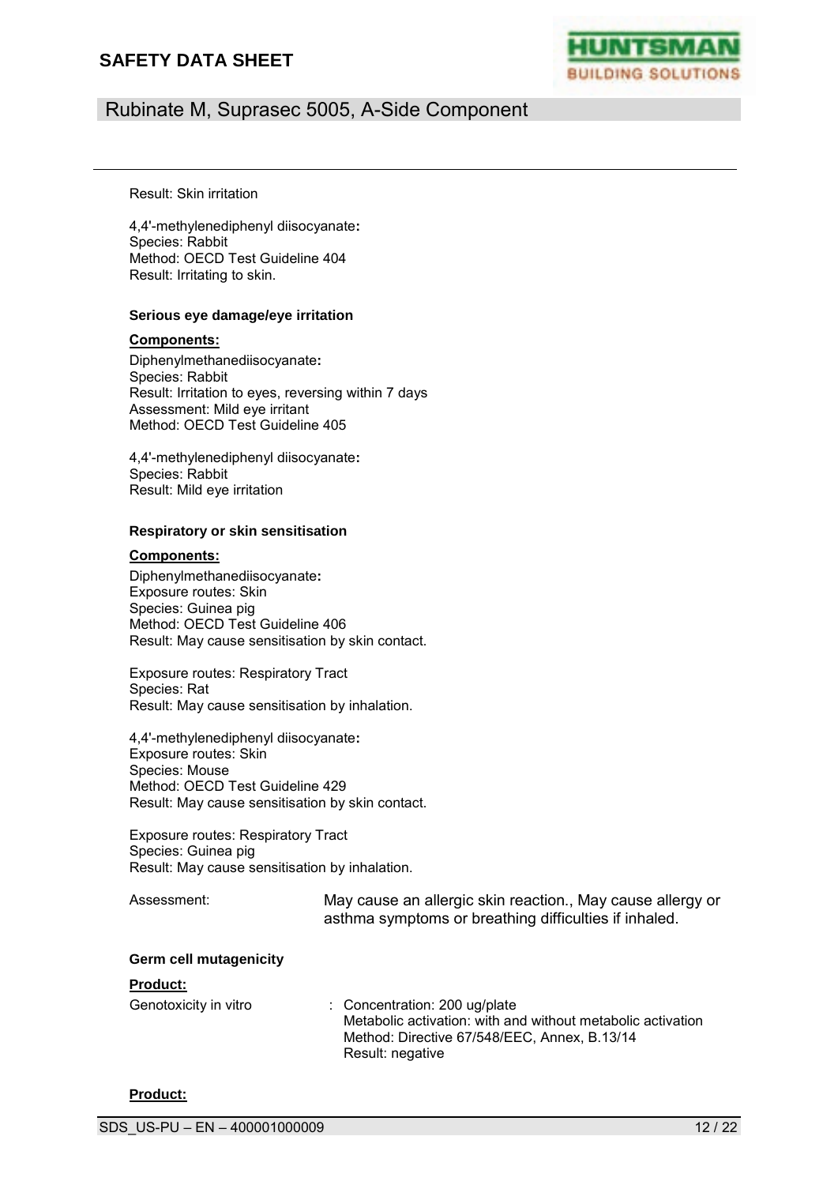Result: Skin irritation

4,4'-methylenediphenyl diisocyanate**:**
Species: Rabbit
Method: OECD Test Guideline 404
Result: Irritating to skin.

**Serious eye damage/eye irritation**

**Components:**

Diphenylmethanediisocyanate**:**
Species: Rabbit
Result: Irritation to eyes, reversing within 7 days
Assessment: Mild eye irritant
Method: OECD Test Guideline 405

4,4'-methylenediphenyl diisocyanate**:**
Species: Rabbit
Result: Mild eye irritation

**Respiratory or skin sensitisation**

**Components:**

Diphenylmethanediisocyanate**:**
Exposure routes: Skin
Species: Guinea pig
Method: OECD Test Guideline 406
Result: May cause sensitisation by skin contact.

Exposure routes: Respiratory Tract
Species: Rat
Result: May cause sensitisation by inhalation.

4,4'-methylenediphenyl diisocyanate**:**
Exposure routes: Skin
Species: Mouse
Method: OECD Test Guideline 429
Result: May cause sensitisation by skin contact.

Exposure routes: Respiratory Tract
Species: Guinea pig
Result: May cause sensitisation by inhalation.

Assessment: May cause an allergic skin reaction., May cause allergy or asthma symptoms or breathing difficulties if inhaled.

**Germ cell mutagenicity**

**Product:**

Genotoxicity in vitro : Concentration: 200 ug/plate
Metabolic activation: with and without metabolic activation
Method: Directive 67/548/EEC, Annex, B.13/14
Result: negative

**Product:**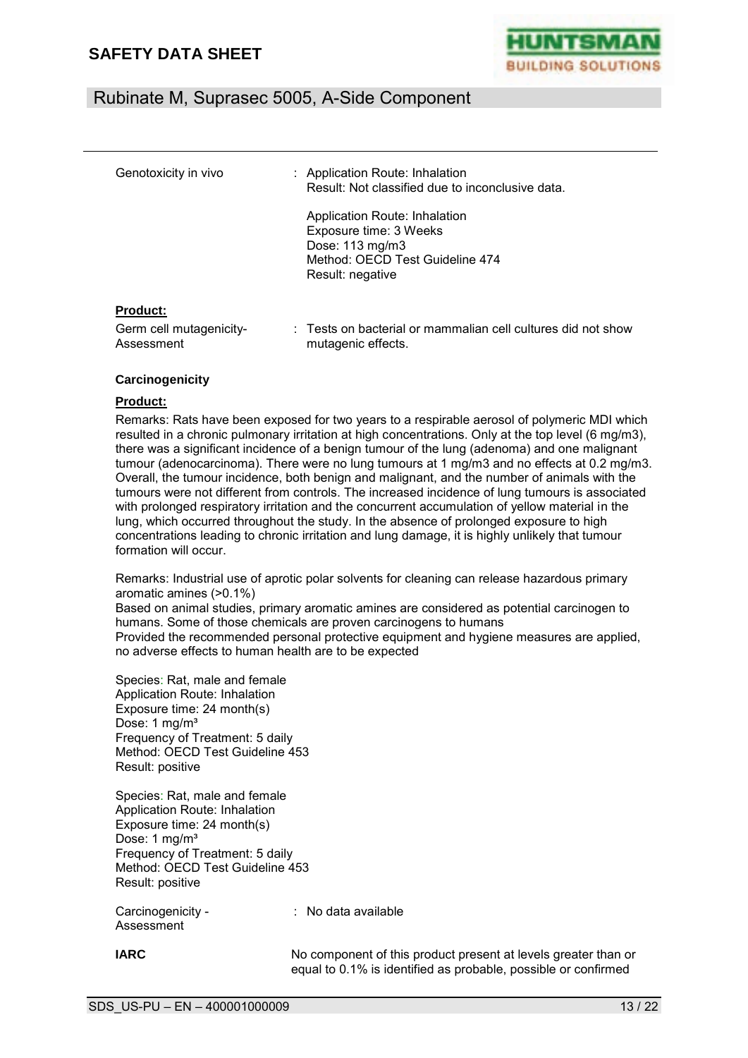Genotoxicity in vivo : Application Route: Inhalation
Result: Not classified due to inconclusive data.

Application Route: Inhalation
Exposure time: 3 Weeks
Dose: 113 mg/m3
Method: OECD Test Guideline 474
Result: negative

**Product:**

Germ cell mutagenicity- Assessment : Tests on bacterial or mammalian cell cultures did not show mutagenic effects.

**Carcinogenicity**

**Product:**

Remarks: Rats have been exposed for two years to a respirable aerosol of polymeric MDI which resulted in a chronic pulmonary irritation at high concentrations. Only at the top level (6 mg/m3), there was a significant incidence of a benign tumour of the lung (adenoma) and one malignant tumour (adenocarcinoma). There were no lung tumours at 1 mg/m3 and no effects at 0.2 mg/m3. Overall, the tumour incidence, both benign and malignant, and the number of animals with the tumours were not different from controls. The increased incidence of lung tumours is associated with prolonged respiratory irritation and the concurrent accumulation of yellow material in the lung, which occurred throughout the study. In the absence of prolonged exposure to high concentrations leading to chronic irritation and lung damage, it is highly unlikely that tumour formation will occur.

Remarks: Industrial use of aprotic polar solvents for cleaning can release hazardous primary aromatic amines (>0.1%)
Based on animal studies, primary aromatic amines are considered as potential carcinogen to humans. Some of those chemicals are proven carcinogens to humans
Provided the recommended personal protective equipment and hygiene measures are applied, no adverse effects to human health are to be expected

Species: Rat, male and female
Application Route: Inhalation
Exposure time: 24 month(s)
Dose: 1 mg/m³
Frequency of Treatment: 5 daily
Method: OECD Test Guideline 453
Result: positive

Species: Rat, male and female
Application Route: Inhalation
Exposure time: 24 month(s)
Dose: 1 mg/m³
Frequency of Treatment: 5 daily
Method: OECD Test Guideline 453
Result: positive

Carcinogenicity - Assessment : No data available

**IARC** No component of this product present at levels greater than or equal to 0.1% is identified as probable, possible or confirmed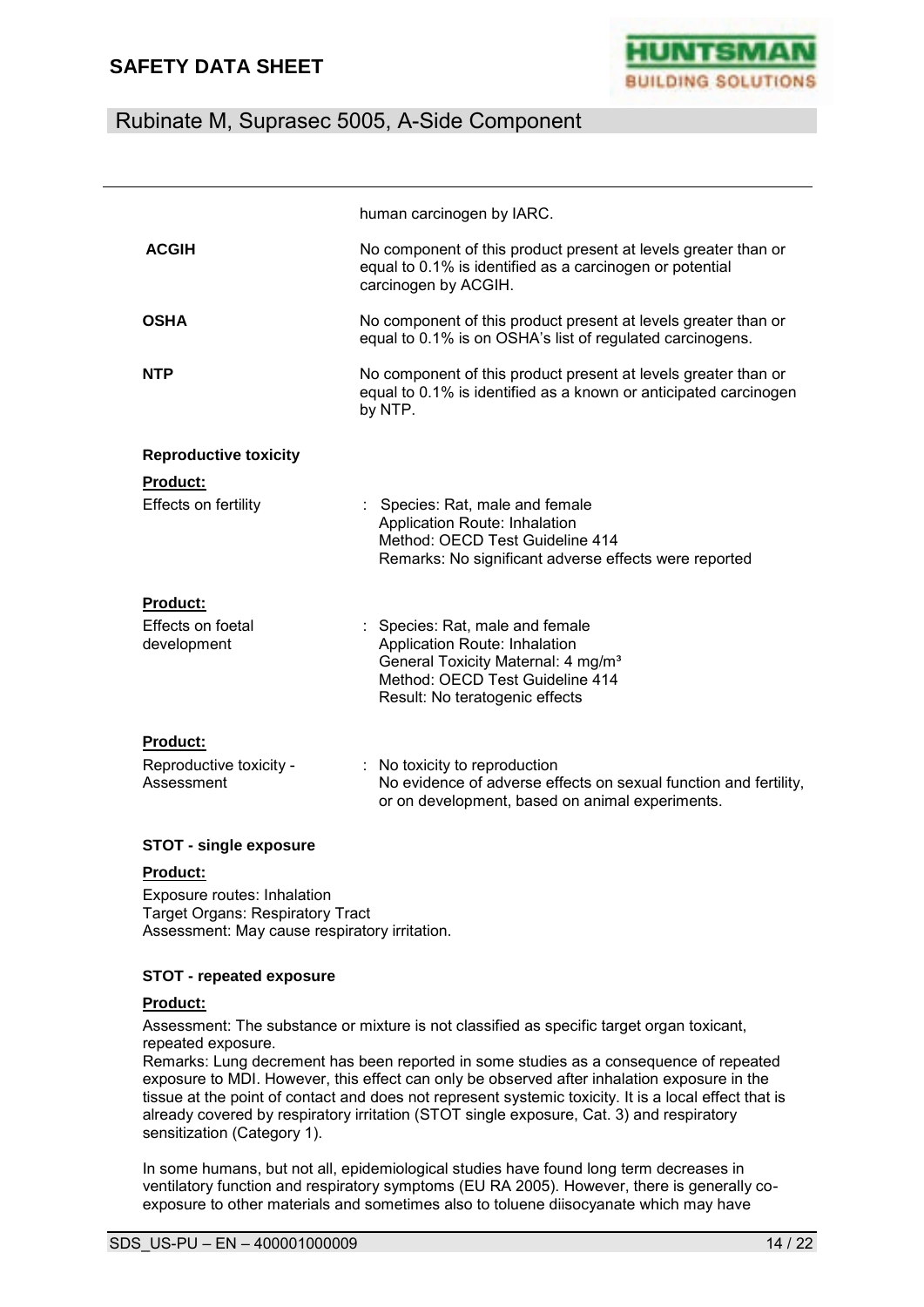human carcinogen by IARC.

| | |
|---|---|
| **ACGIH** | No component of this product present at levels greater than or equal to 0.1% is identified as a carcinogen or potential carcinogen by ACGIH. |
| **OSHA** | No component of this product present at levels greater than or equal to 0.1% is on OSHA's list of regulated carcinogens. |
| **NTP** | No component of this product present at levels greater than or equal to 0.1% is identified as a known or anticipated carcinogen by NTP. |

**Reproductive toxicity**

**Product:**

Effects on fertility : Species: Rat, male and female
Application Route: Inhalation
Method: OECD Test Guideline 414
Remarks: No significant adverse effects were reported

**Product:**

Effects on foetal development : Species: Rat, male and female
Application Route: Inhalation
General Toxicity Maternal: 4 mg/m³
Method: OECD Test Guideline 414
Result: No teratogenic effects

**Product:**

Reproductive toxicity - Assessment : No toxicity to reproduction
No evidence of adverse effects on sexual function and fertility, or on development, based on animal experiments.

**STOT - single exposure**

**Product:**

Exposure routes: Inhalation
Target Organs: Respiratory Tract
Assessment: May cause respiratory irritation.

**STOT - repeated exposure**

**Product:**

Assessment: The substance or mixture is not classified as specific target organ toxicant, repeated exposure.
Remarks: Lung decrement has been reported in some studies as a consequence of repeated exposure to MDI. However, this effect can only be observed after inhalation exposure in the tissue at the point of contact and does not represent systemic toxicity. It is a local effect that is already covered by respiratory irritation (STOT single exposure, Cat. 3) and respiratory sensitization (Category 1).

In some humans, but not all, epidemiological studies have found long term decreases in ventilatory function and respiratory symptoms (EU RA 2005). However, there is generally co-exposure to other materials and sometimes also to toluene diisocyanate which may have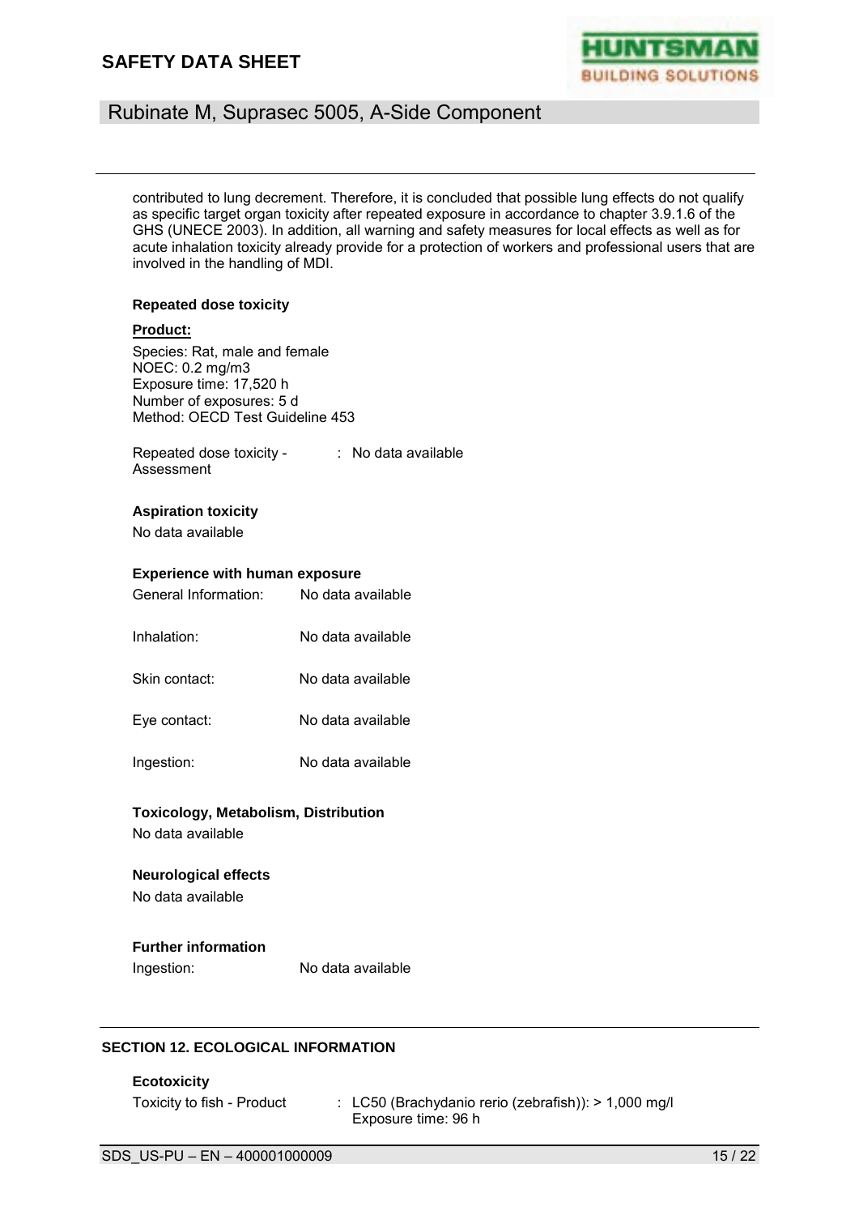contributed to lung decrement. Therefore, it is concluded that possible lung effects do not qualify as specific target organ toxicity after repeated exposure in accordance to chapter 3.9.1.6 of the GHS (UNECE 2003). In addition, all warning and safety measures for local effects as well as for acute inhalation toxicity already provide for a protection of workers and professional users that are involved in the handling of MDI.

**Repeated dose toxicity**

**Product:**

Species: Rat, male and female
NOEC: 0.2 mg/m3
Exposure time: 17,520 h
Number of exposures: 5 d
Method: OECD Test Guideline 453

Repeated dose toxicity - Assessment : No data available

**Aspiration toxicity**

No data available

**Experience with human exposure**

General Information: No data available

Inhalation: No data available

Skin contact: No data available

Eye contact: No data available

Ingestion: No data available

**Toxicology, Metabolism, Distribution**

No data available

**Neurological effects**

No data available

**Further information**

Ingestion: No data available

## SECTION 12. ECOLOGICAL INFORMATION

**Ecotoxicity**

Toxicity to fish - Product : LC50 (Brachydanio rerio (zebrafish)): > 1,000 mg/l
Exposure time: 96 h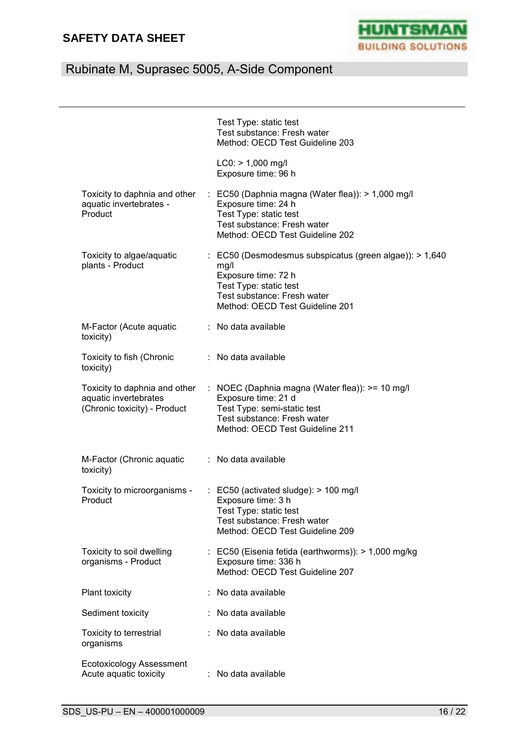| | |
|---|---|
| | Test Type: static test<br>Test substance: Fresh water<br>Method: OECD Test Guideline 203<br><br>LC0: > 1,000 mg/l<br>Exposure time: 96 h |
| Toxicity to daphnia and other aquatic invertebrates - Product | : EC50 (Daphnia magna (Water flea)): > 1,000 mg/l<br>Exposure time: 24 h<br>Test Type: static test<br>Test substance: Fresh water<br>Method: OECD Test Guideline 202 |
| Toxicity to algae/aquatic plants - Product | : EC50 (Desmodesmus subspicatus (green algae)): > 1,640 mg/l<br>Exposure time: 72 h<br>Test Type: static test<br>Test substance: Fresh water<br>Method: OECD Test Guideline 201 |
| M-Factor (Acute aquatic toxicity) | : No data available |
| Toxicity to fish (Chronic toxicity) | : No data available |
| Toxicity to daphnia and other aquatic invertebrates (Chronic toxicity) - Product | : NOEC (Daphnia magna (Water flea)): >= 10 mg/l<br>Exposure time: 21 d<br>Test Type: semi-static test<br>Test substance: Fresh water<br>Method: OECD Test Guideline 211 |
| M-Factor (Chronic aquatic toxicity) | : No data available |
| Toxicity to microorganisms - Product | : EC50 (activated sludge): > 100 mg/l<br>Exposure time: 3 h<br>Test Type: static test<br>Test substance: Fresh water<br>Method: OECD Test Guideline 209 |
| Toxicity to soil dwelling organisms - Product | : EC50 (Eisenia fetida (earthworms)): > 1,000 mg/kg<br>Exposure time: 336 h<br>Method: OECD Test Guideline 207 |
| Plant toxicity | : No data available |
| Sediment toxicity | : No data available |
| Toxicity to terrestrial organisms | : No data available |
| Ecotoxicology Assessment<br>Acute aquatic toxicity | : No data available |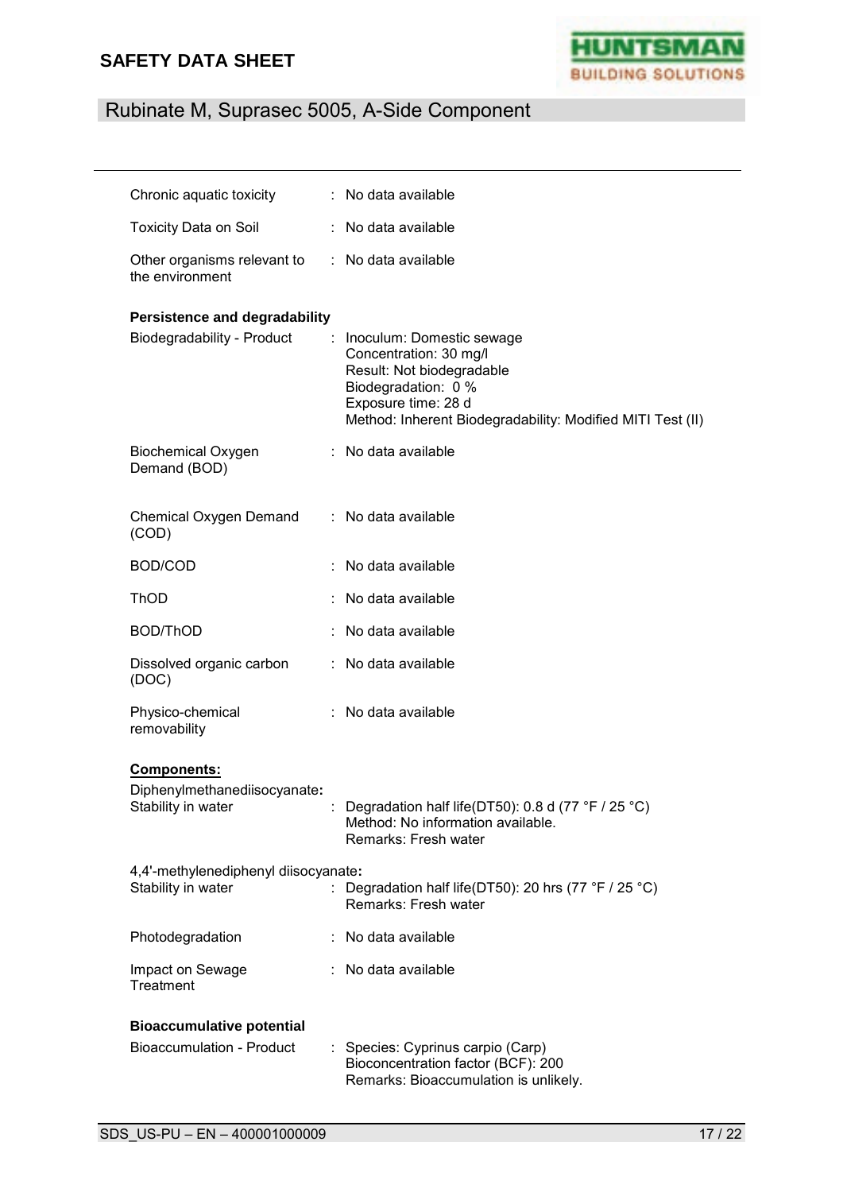| | | |
|---|---|---|
| Chronic aquatic toxicity | : | No data available |
| Toxicity Data on Soil | : | No data available |
| Other organisms relevant to the environment | : | No data available |

**Persistence and degradability**

| | | |
|---|---|---|
| Biodegradability - Product | : | Inoculum: Domestic sewage<br>Concentration: 30 mg/l<br>Result: Not biodegradable<br>Biodegradation: 0 %<br>Exposure time: 28 d<br>Method: Inherent Biodegradability: Modified MITI Test (II) |
| Biochemical Oxygen Demand (BOD) | : | No data available |
| Chemical Oxygen Demand (COD) | : | No data available |
| BOD/COD | : | No data available |
| ThOD | : | No data available |
| BOD/ThOD | : | No data available |
| Dissolved organic carbon (DOC) | : | No data available |
| Physico-chemical removability | : | No data available |

**Components:**

Diphenylmethanediisocyanate**:**

| | | |
|---|---|---|
| Stability in water | : | Degradation half life(DT50): 0.8 d (77 °F / 25 °C)<br>Method: No information available.<br>Remarks: Fresh water |

4,4'-methylenediphenyl diisocyanate**:**

| | | |
|---|---|---|
| Stability in water | : | Degradation half life(DT50): 20 hrs (77 °F / 25 °C)<br>Remarks: Fresh water |
| Photodegradation | : | No data available |
| Impact on Sewage Treatment | : | No data available |

**Bioaccumulative potential**

| | | |
|---|---|---|
| Bioaccumulation - Product | : | Species: Cyprinus carpio (Carp)<br>Bioconcentration factor (BCF): 200<br>Remarks: Bioaccumulation is unlikely. |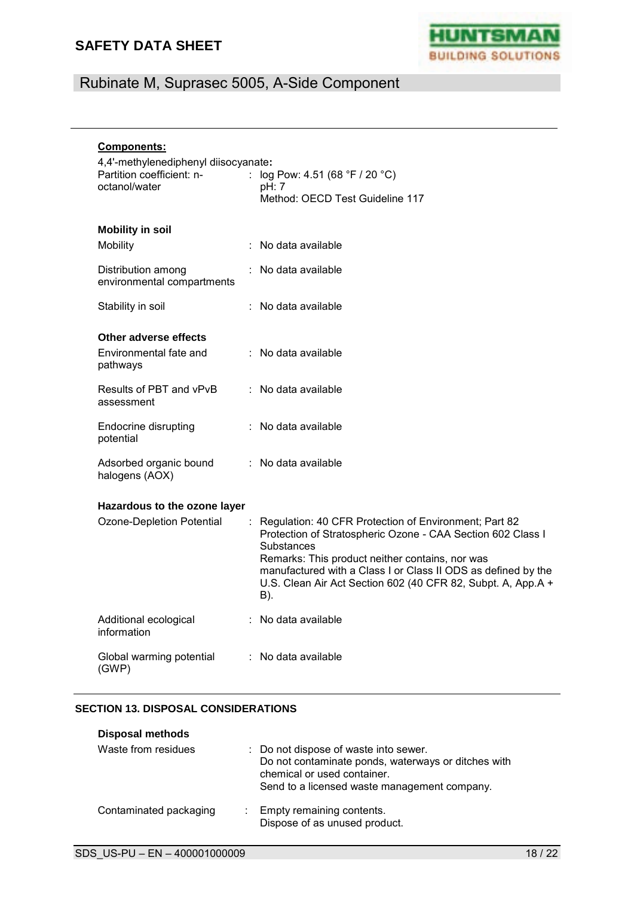**Components:**

4,4'-methylenediphenyl diisocyanate:

| | | |
|---|---|---|
| Partition coefficient: n-octanol/water | : | log Pow: 4.51 (68 °F / 20 °C)<br>pH: 7<br>Method: OECD Test Guideline 117 |

**Mobility in soil**

| | | |
|---|---|---|
| Mobility | : | No data available |
| Distribution among environmental compartments | : | No data available |
| Stability in soil | : | No data available |

**Other adverse effects**

| | | |
|---|---|---|
| Environmental fate and pathways | : | No data available |
| Results of PBT and vPvB assessment | : | No data available |
| Endocrine disrupting potential | : | No data available |
| Adsorbed organic bound halogens (AOX) | : | No data available |

**Hazardous to the ozone layer**

| | | |
|---|---|---|
| Ozone-Depletion Potential | : | Regulation: 40 CFR Protection of Environment; Part 82 Protection of Stratospheric Ozone - CAA Section 602 Class I Substances<br>Remarks: This product neither contains, nor was manufactured with a Class I or Class II ODS as defined by the U.S. Clean Air Act Section 602 (40 CFR 82, Subpt. A, App.A + B). |
| Additional ecological information | : | No data available |
| Global warming potential (GWP) | : | No data available |

## SECTION 13. DISPOSAL CONSIDERATIONS

**Disposal methods**

| | | |
|---|---|---|
| Waste from residues | : | Do not dispose of waste into sewer.<br>Do not contaminate ponds, waterways or ditches with chemical or used container.<br>Send to a licensed waste management company. |
| Contaminated packaging | : | Empty remaining contents.<br>Dispose of as unused product. |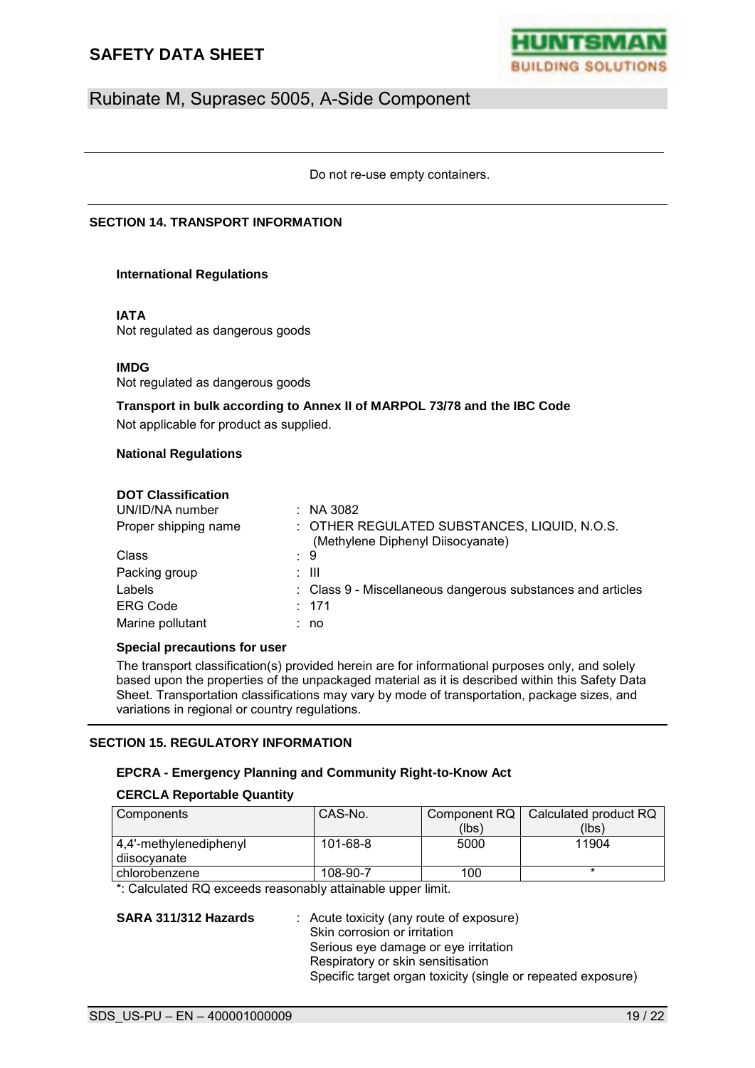Do not re-use empty containers.

## SECTION 14. TRANSPORT INFORMATION

### International Regulations

**IATA**
Not regulated as dangerous goods

**IMDG**
Not regulated as dangerous goods

**Transport in bulk according to Annex II of MARPOL 73/78 and the IBC Code**
Not applicable for product as supplied.

### National Regulations

**DOT Classification**

| | |
|---|---|
| UN/ID/NA number | : NA 3082 |
| Proper shipping name | : OTHER REGULATED SUBSTANCES, LIQUID, N.O.S. (Methylene Diphenyl Diisocyanate) |
| Class | : 9 |
| Packing group | : III |
| Labels | : Class 9 - Miscellaneous dangerous substances and articles |
| ERG Code | : 171 |
| Marine pollutant | : no |

**Special precautions for user**

The transport classification(s) provided herein are for informational purposes only, and solely based upon the properties of the unpackaged material as it is described within this Safety Data Sheet. Transportation classifications may vary by mode of transportation, package sizes, and variations in regional or country regulations.

## SECTION 15. REGULATORY INFORMATION

**EPCRA - Emergency Planning and Community Right-to-Know Act**

**CERCLA Reportable Quantity**

| Components | CAS-No. | Component RQ (lbs) | Calculated product RQ (lbs) |
|---|---|---|---|
| 4,4'-methylenediphenyl diisocyanate | 101-68-8 | 5000 | 11904 |
| chlorobenzene | 108-90-7 | 100 | * |

*: Calculated RQ exceeds reasonably attainable upper limit.

**SARA 311/312 Hazards** : Acute toxicity (any route of exposure)
Skin corrosion or irritation
Serious eye damage or eye irritation
Respiratory or skin sensitisation
Specific target organ toxicity (single or repeated exposure)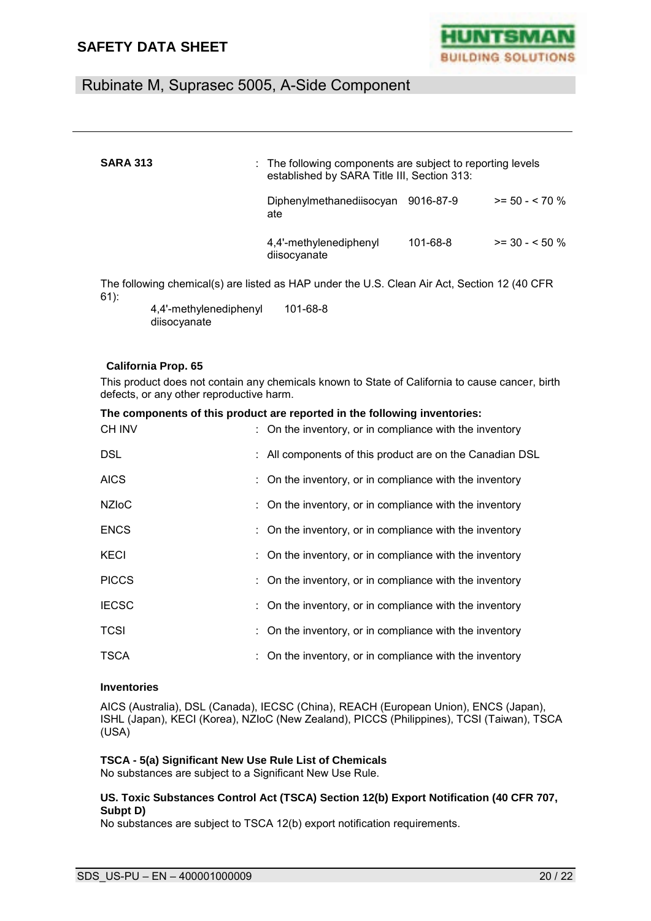**SARA 313** : The following components are subject to reporting levels established by SARA Title III, Section 313:

| Component | CAS No. | Concentration |
|---|---|---|
| Diphenylmethanediisocyanate | 9016-87-9 | >= 50 - < 70 % |
| 4,4'-methylenediphenyl diisocyanate | 101-68-8 | >= 30 - < 50 % |

The following chemical(s) are listed as HAP under the U.S. Clean Air Act, Section 12 (40 CFR 61):

| Component | CAS No. |
|---|---|
| 4,4'-methylenediphenyl diisocyanate | 101-68-8 |

**California Prop. 65**

This product does not contain any chemicals known to State of California to cause cancer, birth defects, or any other reproductive harm.

**The components of this product are reported in the following inventories:**

| Inventory | Status |
|---|---|
| CH INV | On the inventory, or in compliance with the inventory |
| DSL | All components of this product are on the Canadian DSL |
| AICS | On the inventory, or in compliance with the inventory |
| NZIoC | On the inventory, or in compliance with the inventory |
| ENCS | On the inventory, or in compliance with the inventory |
| KECI | On the inventory, or in compliance with the inventory |
| PICCS | On the inventory, or in compliance with the inventory |
| IECSC | On the inventory, or in compliance with the inventory |
| TCSI | On the inventory, or in compliance with the inventory |
| TSCA | On the inventory, or in compliance with the inventory |

**Inventories**

AICS (Australia), DSL (Canada), IECSC (China), REACH (European Union), ENCS (Japan), ISHL (Japan), KECI (Korea), NZIoC (New Zealand), PICCS (Philippines), TCSI (Taiwan), TSCA (USA)

**TSCA - 5(a) Significant New Use Rule List of Chemicals**

No substances are subject to a Significant New Use Rule.

**US. Toxic Substances Control Act (TSCA) Section 12(b) Export Notification (40 CFR 707, Subpt D)**

No substances are subject to TSCA 12(b) export notification requirements.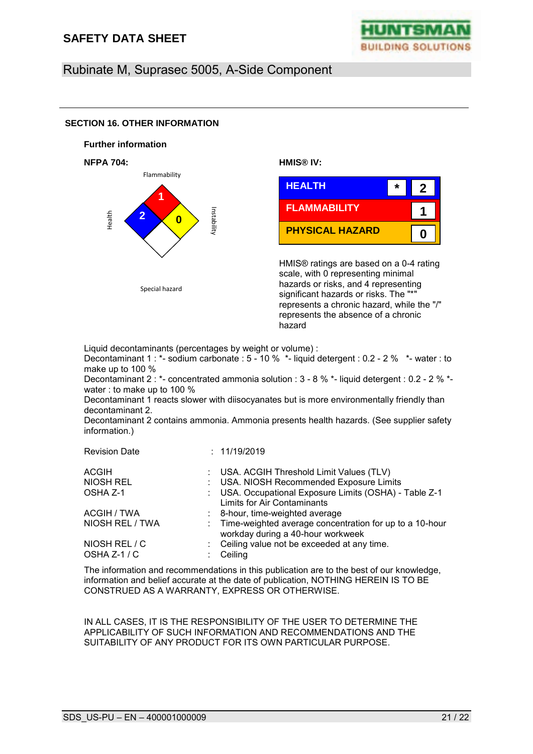## SECTION 16. OTHER INFORMATION

### Further information

**NFPA 704:**

| Hazard | Rating |
|---|---|
| Flammability | 1 |
| Health | 2 |
| Instability | 0 |
| Special hazard | |

**HMIS® IV:**

| | | |
|---|---|---|
| HEALTH | * | 2 |
| FLAMMABILITY | | 1 |
| PHYSICAL HAZARD | | 0 |

HMIS® ratings are based on a 0-4 rating scale, with 0 representing minimal hazards or risks, and 4 representing significant hazards or risks. The "*" represents a chronic hazard, while the "/" represents the absence of a chronic hazard

Liquid decontaminants (percentages by weight or volume) :
Decontaminant 1 : *- sodium carbonate : 5 - 10 % *- liquid detergent : 0.2 - 2 % *- water : to make up to 100 %
Decontaminant 2 : *- concentrated ammonia solution : 3 - 8 % *- liquid detergent : 0.2 - 2 % *- water : to make up to 100 %
Decontaminant 1 reacts slower with diisocyanates but is more environmentally friendly than decontaminant 2.
Decontaminant 2 contains ammonia. Ammonia presents health hazards. (See supplier safety information.)

Revision Date : 11/19/2019

| | | |
|---|---|---|
| ACGIH | : | USA. ACGIH Threshold Limit Values (TLV) |
| NIOSH REL | : | USA. NIOSH Recommended Exposure Limits |
| OSHA Z-1 | : | USA. Occupational Exposure Limits (OSHA) - Table Z-1 Limits for Air Contaminants |
| ACGIH / TWA | : | 8-hour, time-weighted average |
| NIOSH REL / TWA | : | Time-weighted average concentration for up to a 10-hour workday during a 40-hour workweek |
| NIOSH REL / C | : | Ceiling value not be exceeded at any time. |
| OSHA Z-1 / C | : | Ceiling |

The information and recommendations in this publication are to the best of our knowledge, information and belief accurate at the date of publication, NOTHING HEREIN IS TO BE CONSTRUED AS A WARRANTY, EXPRESS OR OTHERWISE.

IN ALL CASES, IT IS THE RESPONSIBILITY OF THE USER TO DETERMINE THE APPLICABILITY OF SUCH INFORMATION AND RECOMMENDATIONS AND THE SUITABILITY OF ANY PRODUCT FOR ITS OWN PARTICULAR PURPOSE.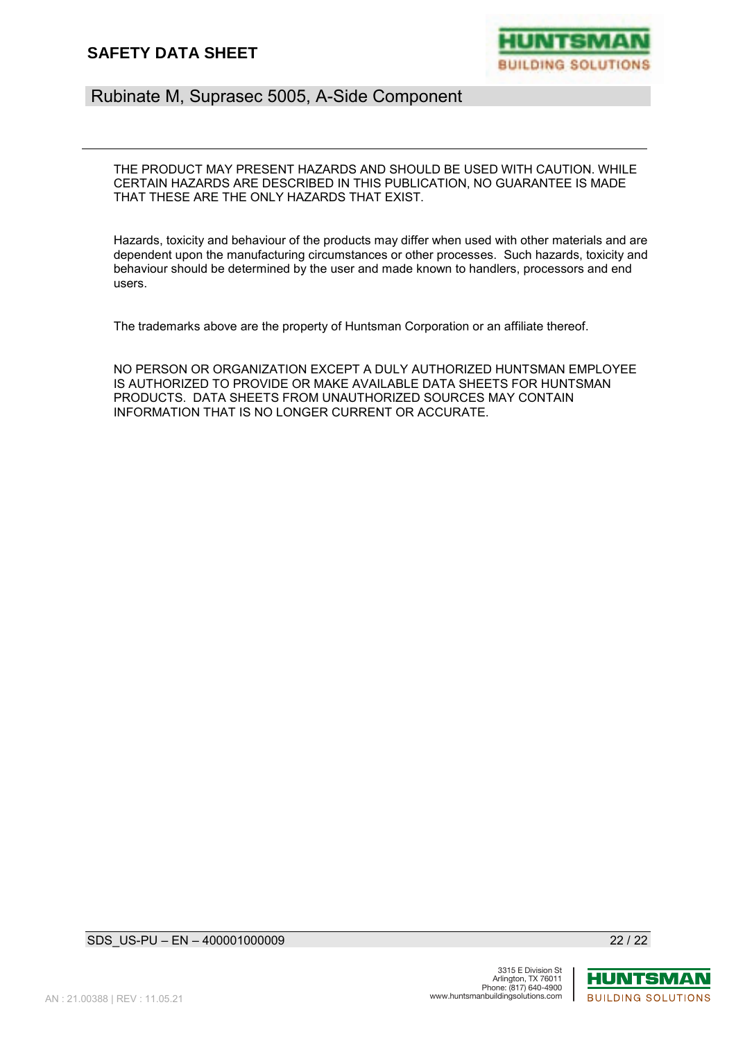THE PRODUCT MAY PRESENT HAZARDS AND SHOULD BE USED WITH CAUTION. WHILE CERTAIN HAZARDS ARE DESCRIBED IN THIS PUBLICATION, NO GUARANTEE IS MADE THAT THESE ARE THE ONLY HAZARDS THAT EXIST.

Hazards, toxicity and behaviour of the products may differ when used with other materials and are dependent upon the manufacturing circumstances or other processes. Such hazards, toxicity and behaviour should be determined by the user and made known to handlers, processors and end users.

The trademarks above are the property of Huntsman Corporation or an affiliate thereof.

NO PERSON OR ORGANIZATION EXCEPT A DULY AUTHORIZED HUNTSMAN EMPLOYEE IS AUTHORIZED TO PROVIDE OR MAKE AVAILABLE DATA SHEETS FOR HUNTSMAN PRODUCTS. DATA SHEETS FROM UNAUTHORIZED SOURCES MAY CONTAIN INFORMATION THAT IS NO LONGER CURRENT OR ACCURATE.